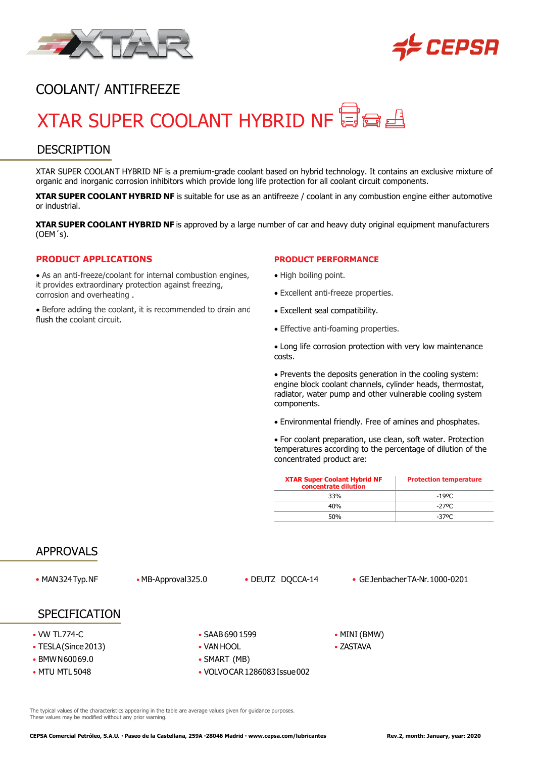# COOLANT/ ANTIFREEZE

# XTAR SUPER COOLANT HYBRID NF

## DESCRIPTION

XTAR SUPER COOLANT HYBRID NF is a premium-grade coolant based on hybrid technology. It contains an exclusive mixture of organic and inorganic corrosion inhibitors which provide long life protection for all coolant circuit components.

**XTAR SUPER COOLANT HYBRID NF** is suitable for use as an antifreeze / coolant in any combustion engine either automotive or industrial.

**XTAR SUPER COOLANT HYBRID NF** is approved by a large number of car and heavy duty original equipment manufacturers (OEM´s).

### PRODUCT APPLICATIONS

- As an anti-freeze/coolant for internal combustion engines, it provides extraordinary protection against freezing, corrosion and overheating .
- Before adding the coolant, it is recommended to drain and flush the coolant circuit.

### PRODUCT PERFORMANCE

- High boiling point.
- Excellent anti-freeze properties.
- Excellent seal compatibility.
- Effective anti-foaming properties.
- Long life corrosion protection with very low maintenance costs.
- Prevents the deposits generation in the cooling system: engine block coolant channels, cylinder heads, thermostat, radiator, water pump and other vulnerable cooling system components.
- Environmental friendly. Free of amines and phosphates.
- For coolant preparation, use clean, soft water. Protection temperatures according to the percentage of dilution of the concentrated product are:

| XTAR Super Coolant Hybrid NF concentrate dilution | Protection temperature |
|---|---|
| 33% | -19ºC |
| 40% | -27ºC |
| 50% | -37ºC |

## APPROVALS

- MAN 324 Typ. NF
- MB-Approval 325.0
- DEUTZ DQCCA-14
- GE Jenbacher TA-Nr. 1000-0201

## SPECIFICATION

- VW TL774-C
- TESLA (Since 2013)
- BMW N 60069.0
- MTU MTL 5048
- SAAB 690 1599
- VAN HOOL
- SMART (MB)
- VOLVO CAR 1286083 Issue 002
- MINI (BMW)
- ZASTAVA

The typical values of the characteristics appearing in the table are average values given for guidance purposes.
These values may be modified without any prior warning.

CEPSA Comercial Petróleo, S.A.U. · Paseo de la Castellana, 259A ·28046 Madrid · www.cepsa.com/lubricantes

Rev.2, month: January, year: 2020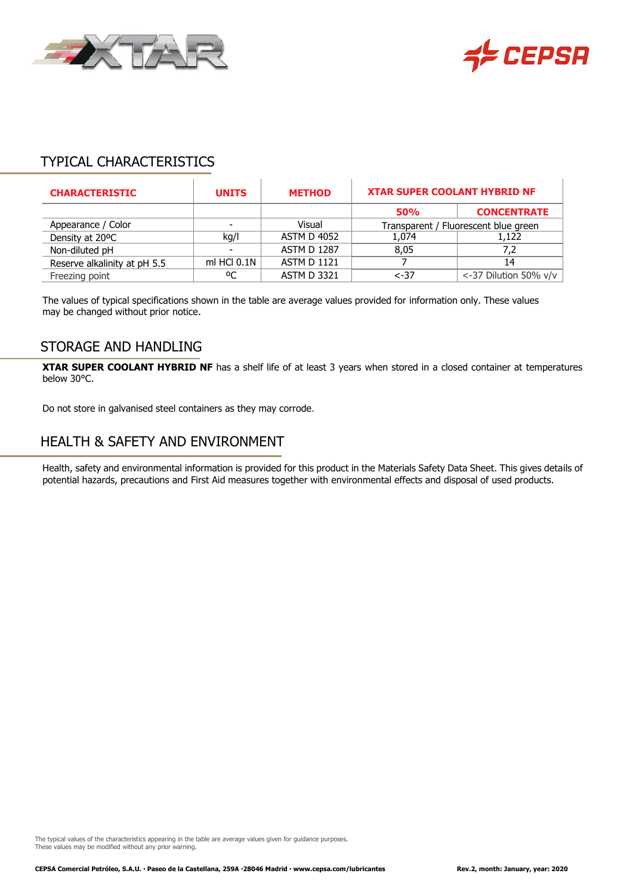## TYPICAL CHARACTERISTICS

| CHARACTERISTIC | UNITS | METHOD | XTAR SUPER COOLANT HYBRID NF | |
|---|---|---|---|---|
| | | | 50% | CONCENTRATE |
| Appearance / Color | - | Visual | Transparent / Fluorescent blue green | |
| Density at 20ºC | kg/l | ASTM D 4052 | 1,074 | 1,122 |
| Non-diluted pH | - | ASTM D 1287 | 8,05 | 7,2 |
| Reserve alkalinity at pH 5.5 | ml HCl 0.1N | ASTM D 1121 | 7 | 14 |
| Freezing point | ºC | ASTM D 3321 | <-37 | <-37 Dilution 50% v/v |

The values of typical specifications shown in the table are average values provided for information only. These values may be changed without prior notice.

## STORAGE AND HANDLING

**XTAR SUPER COOLANT HYBRID NF** has a shelf life of at least 3 years when stored in a closed container at temperatures below 30°C.

Do not store in galvanised steel containers as they may corrode.

## HEALTH & SAFETY AND ENVIRONMENT

Health, safety and environmental information is provided for this product in the Materials Safety Data Sheet. This gives details of potential hazards, precautions and First Aid measures together with environmental effects and disposal of used products.

The typical values of the characteristics appearing in the table are average values given for guidance purposes.
These values may be modified without any prior warning.

**CEPSA Comercial Petróleo, S.A.U. · Paseo de la Castellana, 259A ·28046 Madrid · www.cepsa.com/lubricantes** **Rev.2, month: January, year: 2020**